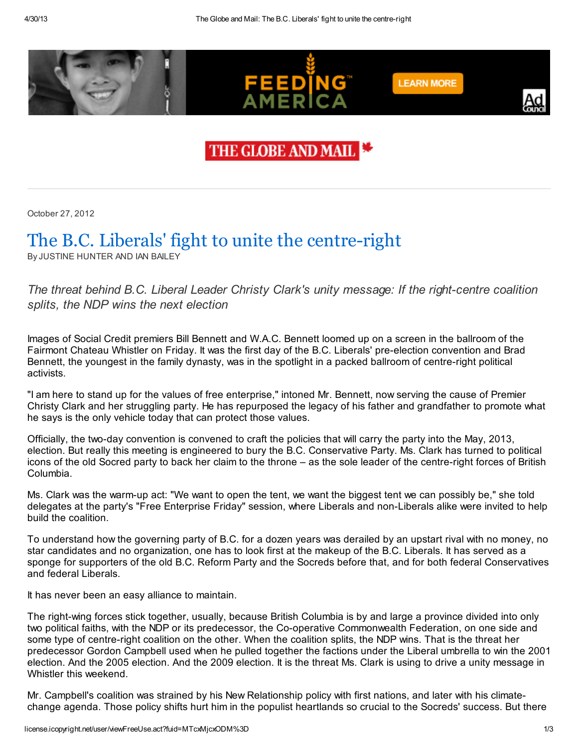October 27, 2012

# The B.C. Liberals' fight to unite the centre-right

By JUSTINE HUNTER AND IAN BAILEY

*The threat behind B.C. Liberal Leader Christy Clark's unity message: If the right-centre coalition splits, the NDP wins the next election*

Images of Social Credit premiers Bill Bennett and W.A.C. Bennett loomed up on a screen in the ballroom of the Fairmont Chateau Whistler on Friday. It was the first day of the B.C. Liberals' pre-election convention and Brad Bennett, the youngest in the family dynasty, was in the spotlight in a packed ballroom of centre-right political activists.

"I am here to stand up for the values of free enterprise," intoned Mr. Bennett, now serving the cause of Premier Christy Clark and her struggling party. He has repurposed the legacy of his father and grandfather to promote what he says is the only vehicle today that can protect those values.

Officially, the two-day convention is convened to craft the policies that will carry the party into the May, 2013, election. But really this meeting is engineered to bury the B.C. Conservative Party. Ms. Clark has turned to political icons of the old Socred party to back her claim to the throne – as the sole leader of the centre-right forces of British Columbia.

Ms. Clark was the warm-up act: "We want to open the tent, we want the biggest tent we can possibly be," she told delegates at the party's "Free Enterprise Friday" session, where Liberals and non-Liberals alike were invited to help build the coalition.

To understand how the governing party of B.C. for a dozen years was derailed by an upstart rival with no money, no star candidates and no organization, one has to look first at the makeup of the B.C. Liberals. It has served as a sponge for supporters of the old B.C. Reform Party and the Socreds before that, and for both federal Conservatives and federal Liberals.

It has never been an easy alliance to maintain.

The right-wing forces stick together, usually, because British Columbia is by and large a province divided into only two political faiths, with the NDP or its predecessor, the Co-operative Commonwealth Federation, on one side and some type of centre-right coalition on the other. When the coalition splits, the NDP wins. That is the threat her predecessor Gordon Campbell used when he pulled together the factions under the Liberal umbrella to win the 2001 election. And the 2005 election. And the 2009 election. It is the threat Ms. Clark is using to drive a unity message in Whistler this weekend.

Mr. Campbell's coalition was strained by his New Relationship policy with first nations, and later with his climate-change agenda. Those policy shifts hurt him in the populist heartlands so crucial to the Socreds' success. But there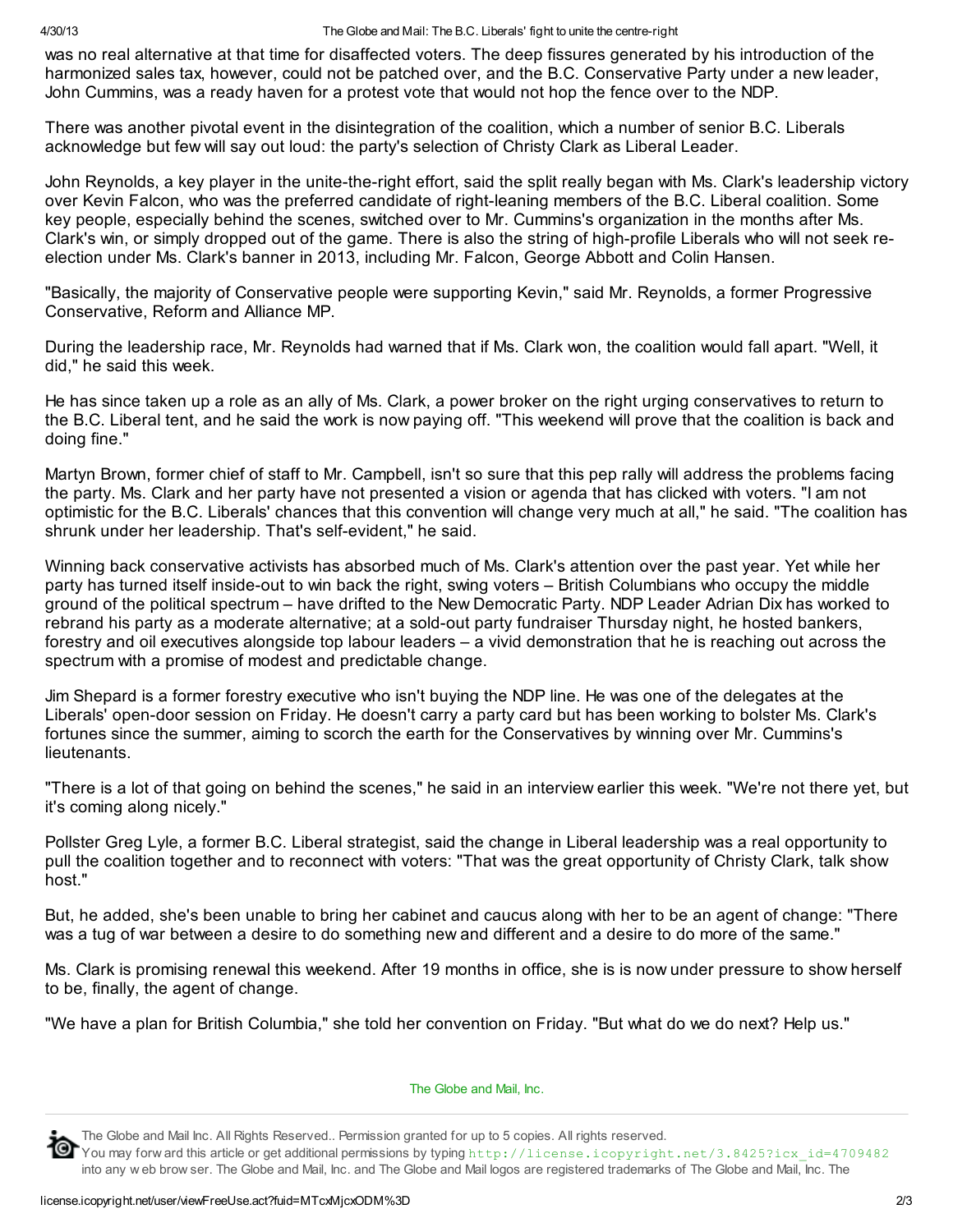was no real alternative at that time for disaffected voters. The deep fissures generated by his introduction of the harmonized sales tax, however, could not be patched over, and the B.C. Conservative Party under a new leader, John Cummins, was a ready haven for a protest vote that would not hop the fence over to the NDP.

There was another pivotal event in the disintegration of the coalition, which a number of senior B.C. Liberals acknowledge but few will say out loud: the party's selection of Christy Clark as Liberal Leader.

John Reynolds, a key player in the unite-the-right effort, said the split really began with Ms. Clark's leadership victory over Kevin Falcon, who was the preferred candidate of right-leaning members of the B.C. Liberal coalition. Some key people, especially behind the scenes, switched over to Mr. Cummins's organization in the months after Ms. Clark's win, or simply dropped out of the game. There is also the string of high-profile Liberals who will not seek re-election under Ms. Clark's banner in 2013, including Mr. Falcon, George Abbott and Colin Hansen.

"Basically, the majority of Conservative people were supporting Kevin," said Mr. Reynolds, a former Progressive Conservative, Reform and Alliance MP.

During the leadership race, Mr. Reynolds had warned that if Ms. Clark won, the coalition would fall apart. "Well, it did," he said this week.

He has since taken up a role as an ally of Ms. Clark, a power broker on the right urging conservatives to return to the B.C. Liberal tent, and he said the work is now paying off. "This weekend will prove that the coalition is back and doing fine."

Martyn Brown, former chief of staff to Mr. Campbell, isn't so sure that this pep rally will address the problems facing the party. Ms. Clark and her party have not presented a vision or agenda that has clicked with voters. "I am not optimistic for the B.C. Liberals' chances that this convention will change very much at all," he said. "The coalition has shrunk under her leadership. That's self-evident," he said.

Winning back conservative activists has absorbed much of Ms. Clark's attention over the past year. Yet while her party has turned itself inside-out to win back the right, swing voters – British Columbians who occupy the middle ground of the political spectrum – have drifted to the New Democratic Party. NDP Leader Adrian Dix has worked to rebrand his party as a moderate alternative; at a sold-out party fundraiser Thursday night, he hosted bankers, forestry and oil executives alongside top labour leaders – a vivid demonstration that he is reaching out across the spectrum with a promise of modest and predictable change.

Jim Shepard is a former forestry executive who isn't buying the NDP line. He was one of the delegates at the Liberals' open-door session on Friday. He doesn't carry a party card but has been working to bolster Ms. Clark's fortunes since the summer, aiming to scorch the earth for the Conservatives by winning over Mr. Cummins's lieutenants.

"There is a lot of that going on behind the scenes," he said in an interview earlier this week. "We're not there yet, but it's coming along nicely."

Pollster Greg Lyle, a former B.C. Liberal strategist, said the change in Liberal leadership was a real opportunity to pull the coalition together and to reconnect with voters: "That was the great opportunity of Christy Clark, talk show host."

But, he added, she's been unable to bring her cabinet and caucus along with her to be an agent of change: "There was a tug of war between a desire to do something new and different and a desire to do more of the same."

Ms. Clark is promising renewal this weekend. After 19 months in office, she is is now under pressure to show herself to be, finally, the agent of change.

"We have a plan for British Columbia," she told her convention on Friday. "But what do we do next? Help us."

The Globe and Mail, Inc.

The Globe and Mail Inc. All Rights Reserved.. Permission granted for up to 5 copies. All rights reserved.
You may forward this article or get additional permissions by typing http://license.icopyright.net/3.8425?icx_id=4709482 into any web browser. The Globe and Mail, Inc. and The Globe and Mail logos are registered trademarks of The Globe and Mail, Inc. The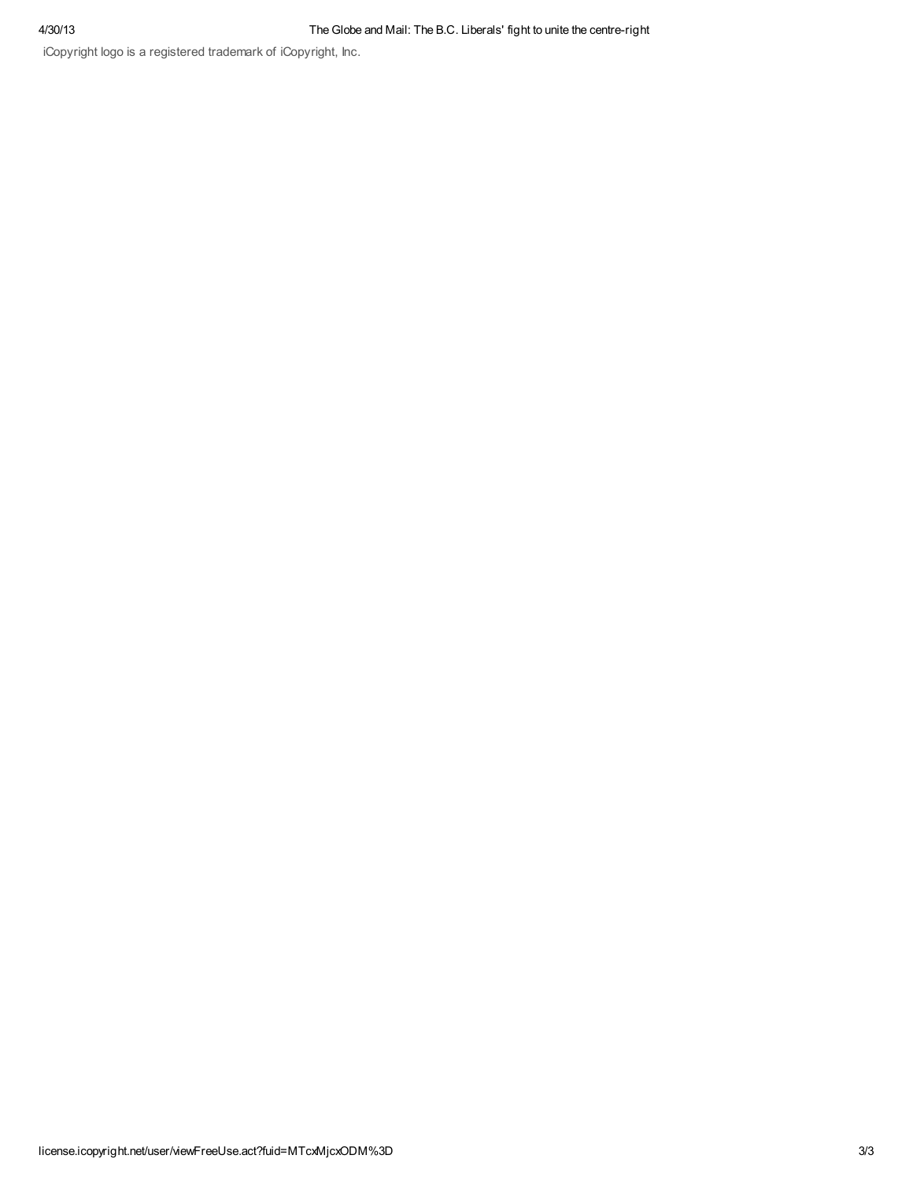iCopyright logo is a registered trademark of iCopyright, Inc.